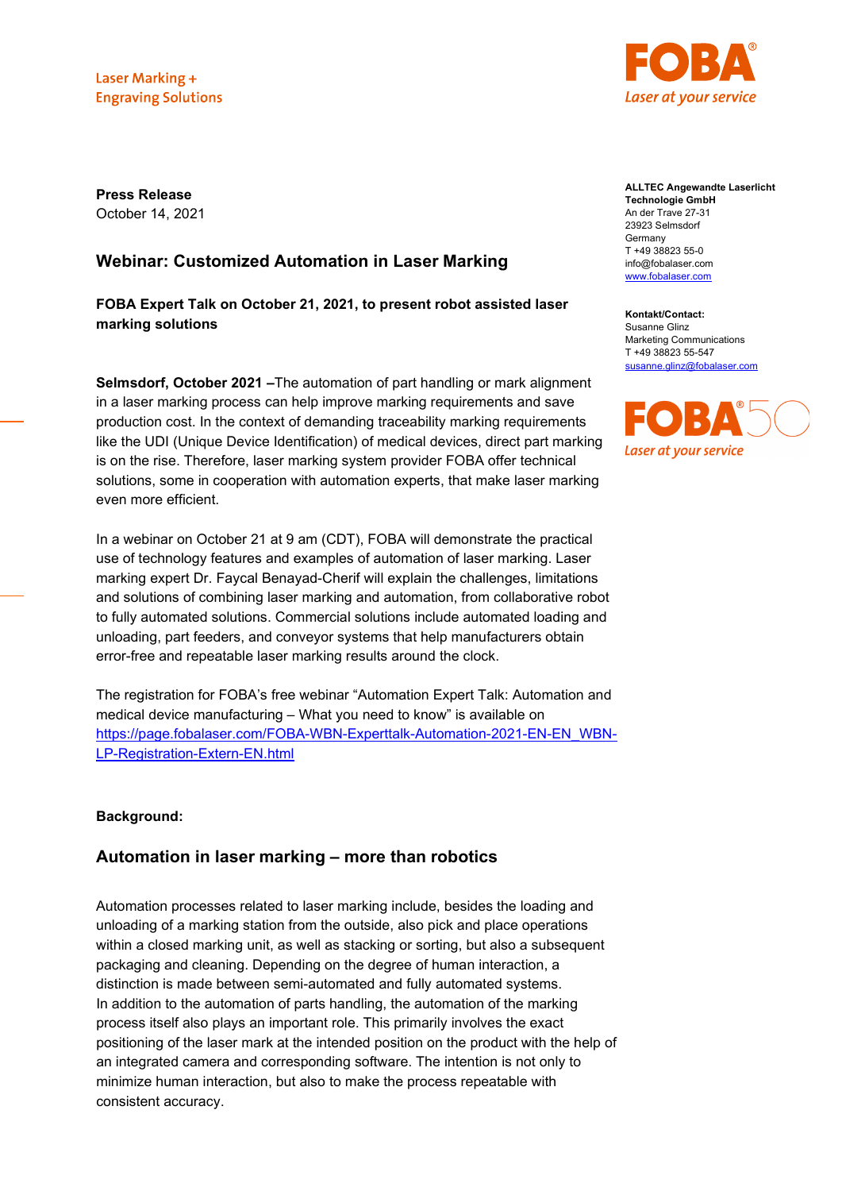Laser Marking +
Engraving Solutions

FOBA
Laser at your service

**ALLTEC Angewandte Laserlicht Technologie GmbH**
An der Trave 27-31
23923 Selmsdorf
Germany
T +49 38823 55-0
info@fobalaser.com
www.fobalaser.com

**Kontakt/Contact:**
Susanne Glinz
Marketing Communications
T +49 38823 55-547
susanne.glinz@fobalaser.com

**Press Release**
October 14, 2021

## Webinar: Customized Automation in Laser Marking

**FOBA Expert Talk on October 21, 2021, to present robot assisted laser marking solutions**

**Selmsdorf, October 2021 –**The automation of part handling or mark alignment in a laser marking process can help improve marking requirements and save production cost. In the context of demanding traceability marking requirements like the UDI (Unique Device Identification) of medical devices, direct part marking is on the rise. Therefore, laser marking system provider FOBA offer technical solutions, some in cooperation with automation experts, that make laser marking even more efficient.

In a webinar on October 21 at 9 am (CDT), FOBA will demonstrate the practical use of technology features and examples of automation of laser marking. Laser marking expert Dr. Faycal Benayad-Cherif will explain the challenges, limitations and solutions of combining laser marking and automation, from collaborative robot to fully automated solutions. Commercial solutions include automated loading and unloading, part feeders, and conveyor systems that help manufacturers obtain error-free and repeatable laser marking results around the clock.

The registration for FOBA's free webinar "Automation Expert Talk: Automation and medical device manufacturing – What you need to know" is available on https://page.fobalaser.com/FOBA-WBN-Experttalk-Automation-2021-EN-EN_WBN-LP-Registration-Extern-EN.html

**Background:**

## Automation in laser marking – more than robotics

Automation processes related to laser marking include, besides the loading and unloading of a marking station from the outside, also pick and place operations within a closed marking unit, as well as stacking or sorting, but also a subsequent packaging and cleaning. Depending on the degree of human interaction, a distinction is made between semi-automated and fully automated systems.
In addition to the automation of parts handling, the automation of the marking process itself also plays an important role. This primarily involves the exact positioning of the laser mark at the intended position on the product with the help of an integrated camera and corresponding software. The intention is not only to minimize human interaction, but also to make the process repeatable with consistent accuracy.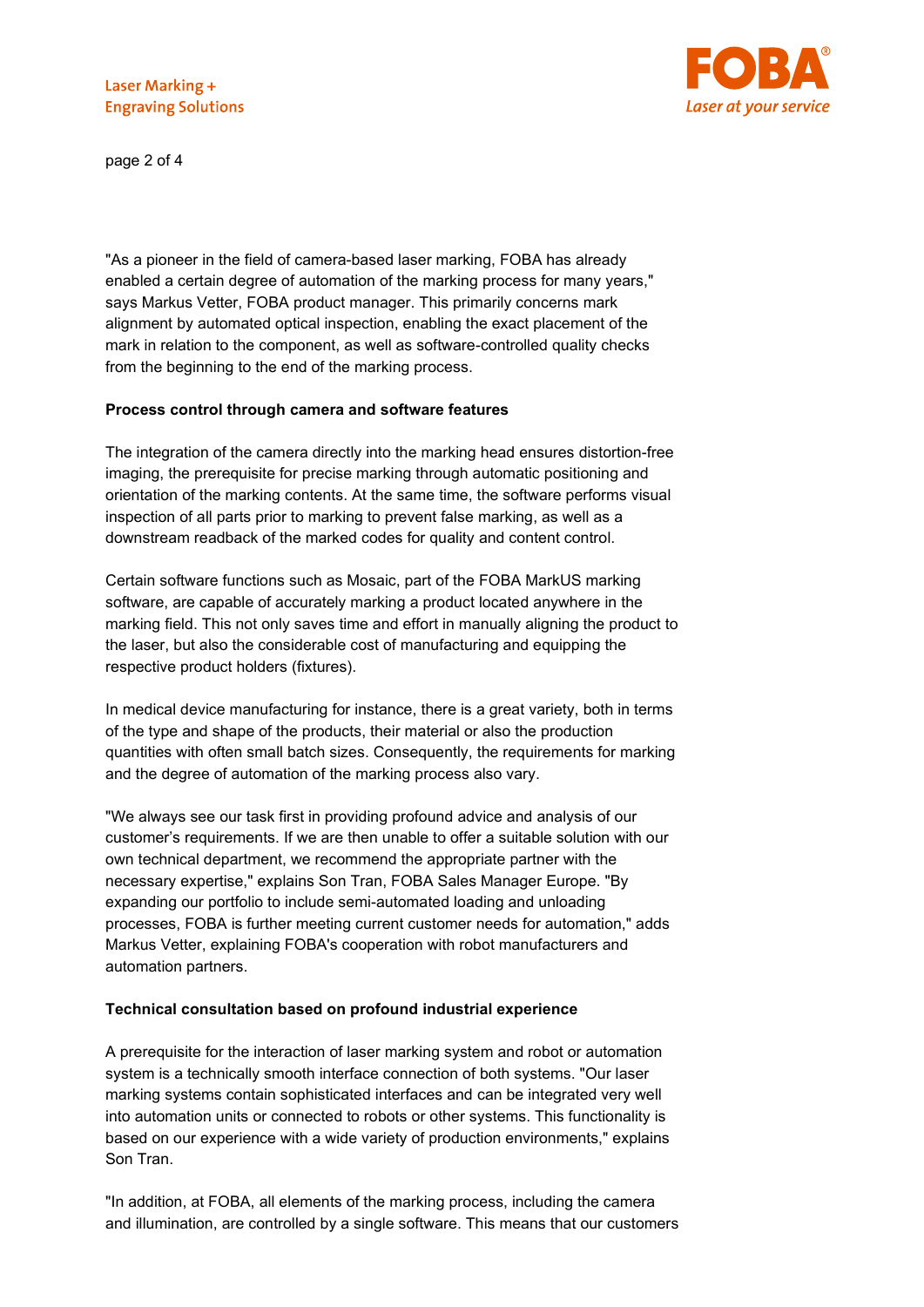"As a pioneer in the field of camera-based laser marking, FOBA has already enabled a certain degree of automation of the marking process for many years," says Markus Vetter, FOBA product manager. This primarily concerns mark alignment by automated optical inspection, enabling the exact placement of the mark in relation to the component, as well as software-controlled quality checks from the beginning to the end of the marking process.

**Process control through camera and software features**

The integration of the camera directly into the marking head ensures distortion-free imaging, the prerequisite for precise marking through automatic positioning and orientation of the marking contents. At the same time, the software performs visual inspection of all parts prior to marking to prevent false marking, as well as a downstream readback of the marked codes for quality and content control.

Certain software functions such as Mosaic, part of the FOBA MarkUS marking software, are capable of accurately marking a product located anywhere in the marking field. This not only saves time and effort in manually aligning the product to the laser, but also the considerable cost of manufacturing and equipping the respective product holders (fixtures).

In medical device manufacturing for instance, there is a great variety, both in terms of the type and shape of the products, their material or also the production quantities with often small batch sizes. Consequently, the requirements for marking and the degree of automation of the marking process also vary.

"We always see our task first in providing profound advice and analysis of our customer's requirements. If we are then unable to offer a suitable solution with our own technical department, we recommend the appropriate partner with the necessary expertise," explains Son Tran, FOBA Sales Manager Europe. "By expanding our portfolio to include semi-automated loading and unloading processes, FOBA is further meeting current customer needs for automation," adds Markus Vetter, explaining FOBA's cooperation with robot manufacturers and automation partners.

**Technical consultation based on profound industrial experience**

A prerequisite for the interaction of laser marking system and robot or automation system is a technically smooth interface connection of both systems. "Our laser marking systems contain sophisticated interfaces and can be integrated very well into automation units or connected to robots or other systems. This functionality is based on our experience with a wide variety of production environments," explains Son Tran.

"In addition, at FOBA, all elements of the marking process, including the camera and illumination, are controlled by a single software. This means that our customers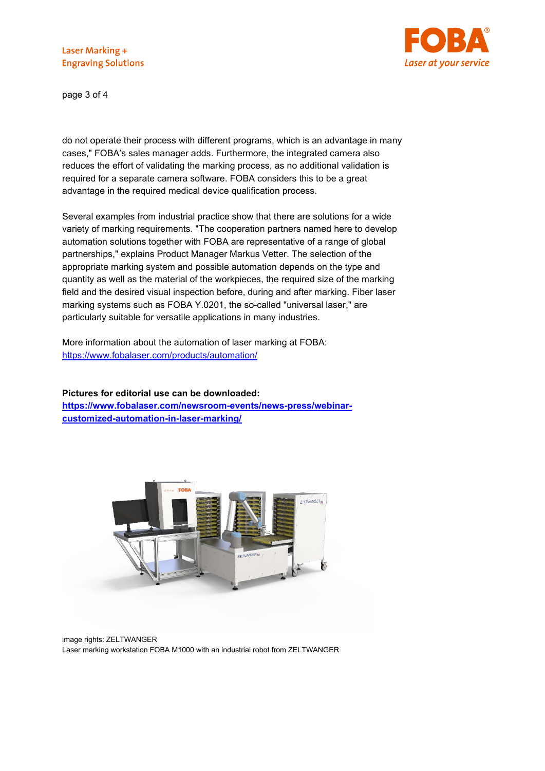do not operate their process with different programs, which is an advantage in many cases," FOBA's sales manager adds. Furthermore, the integrated camera also reduces the effort of validating the marking process, as no additional validation is required for a separate camera software. FOBA considers this to be a great advantage in the required medical device qualification process.

Several examples from industrial practice show that there are solutions for a wide variety of marking requirements. "The cooperation partners named here to develop automation solutions together with FOBA are representative of a range of global partnerships," explains Product Manager Markus Vetter. The selection of the appropriate marking system and possible automation depends on the type and quantity as well as the material of the workpieces, the required size of the marking field and the desired visual inspection before, during and after marking. Fiber laser marking systems such as FOBA Y.0201, the so-called "universal laser," are particularly suitable for versatile applications in many industries.

More information about the automation of laser marking at FOBA:
https://www.fobalaser.com/products/automation/

**Pictures for editorial use can be downloaded:**
**https://www.fobalaser.com/newsroom-events/news-press/webinar-customized-automation-in-laser-marking/**

image rights: ZELTWANGER
Laser marking workstation FOBA M1000 with an industrial robot from ZELTWANGER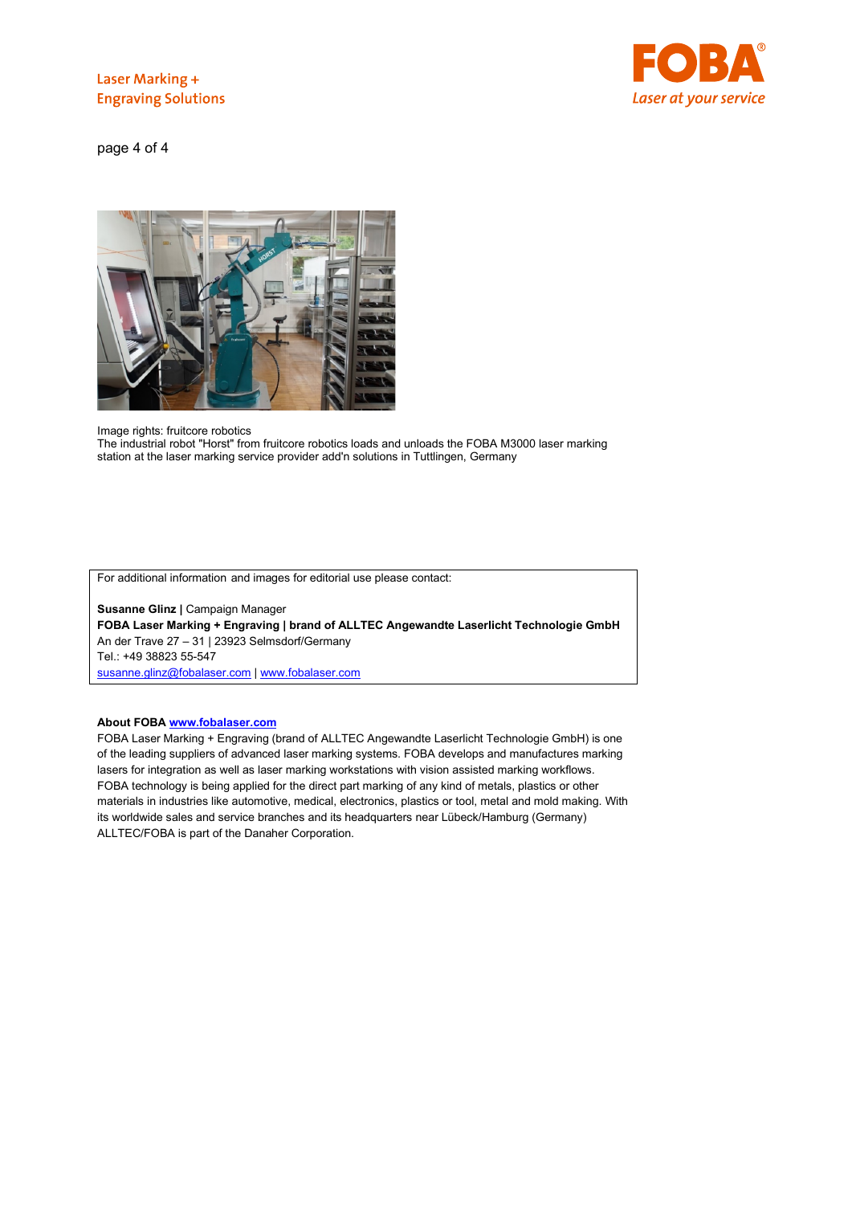Image rights: fruitcore robotics
The industrial robot "Horst" from fruitcore robotics loads and unloads the FOBA M3000 laser marking station at the laser marking service provider add'n solutions in Tuttlingen, Germany

For additional information and images for editorial use please contact:

**Susanne Glinz |** Campaign Manager
**FOBA Laser Marking + Engraving | brand of ALLTEC Angewandte Laserlicht Technologie GmbH**
An der Trave 27 – 31 | 23923 Selmsdorf/Germany
Tel.: +49 38823 55-547
susanne.glinz@fobalaser.com | www.fobalaser.com

**About FOBA www.fobalaser.com**

FOBA Laser Marking + Engraving (brand of ALLTEC Angewandte Laserlicht Technologie GmbH) is one of the leading suppliers of advanced laser marking systems. FOBA develops and manufactures marking lasers for integration as well as laser marking workstations with vision assisted marking workflows. FOBA technology is being applied for the direct part marking of any kind of metals, plastics or other materials in industries like automotive, medical, electronics, plastics or tool, metal and mold making. With its worldwide sales and service branches and its headquarters near Lübeck/Hamburg (Germany) ALLTEC/FOBA is part of the Danaher Corporation.